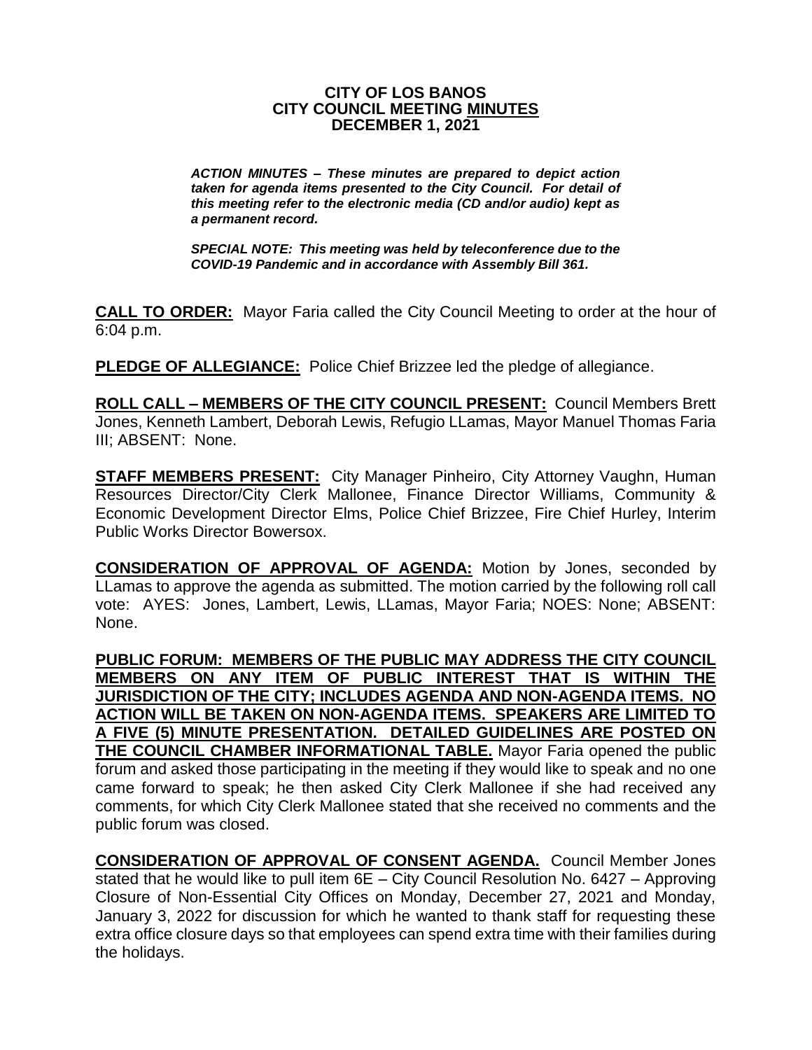# CITY OF LOS BANOS
# CITY COUNCIL MEETING MINUTES
# DECEMBER 1, 2021

***ACTION MINUTES – These minutes are prepared to depict action taken for agenda items presented to the City Council. For detail of this meeting refer to the electronic media (CD and/or audio) kept as a permanent record.***

***SPECIAL NOTE: This meeting was held by teleconference due to the COVID-19 Pandemic and in accordance with Assembly Bill 361.***

**CALL TO ORDER:** Mayor Faria called the City Council Meeting to order at the hour of 6:04 p.m.

**PLEDGE OF ALLEGIANCE:** Police Chief Brizzee led the pledge of allegiance.

**ROLL CALL – MEMBERS OF THE CITY COUNCIL PRESENT:** Council Members Brett Jones, Kenneth Lambert, Deborah Lewis, Refugio LLamas, Mayor Manuel Thomas Faria III; ABSENT: None.

**STAFF MEMBERS PRESENT:** City Manager Pinheiro, City Attorney Vaughn, Human Resources Director/City Clerk Mallonee, Finance Director Williams, Community & Economic Development Director Elms, Police Chief Brizzee, Fire Chief Hurley, Interim Public Works Director Bowersox.

**CONSIDERATION OF APPROVAL OF AGENDA:** Motion by Jones, seconded by LLamas to approve the agenda as submitted. The motion carried by the following roll call vote: AYES: Jones, Lambert, Lewis, LLamas, Mayor Faria; NOES: None; ABSENT: None.

**PUBLIC FORUM: MEMBERS OF THE PUBLIC MAY ADDRESS THE CITY COUNCIL MEMBERS ON ANY ITEM OF PUBLIC INTEREST THAT IS WITHIN THE JURISDICTION OF THE CITY; INCLUDES AGENDA AND NON-AGENDA ITEMS. NO ACTION WILL BE TAKEN ON NON-AGENDA ITEMS. SPEAKERS ARE LIMITED TO A FIVE (5) MINUTE PRESENTATION. DETAILED GUIDELINES ARE POSTED ON THE COUNCIL CHAMBER INFORMATIONAL TABLE.** Mayor Faria opened the public forum and asked those participating in the meeting if they would like to speak and no one came forward to speak; he then asked City Clerk Mallonee if she had received any comments, for which City Clerk Mallonee stated that she received no comments and the public forum was closed.

**CONSIDERATION OF APPROVAL OF CONSENT AGENDA.** Council Member Jones stated that he would like to pull item 6E – City Council Resolution No. 6427 – Approving Closure of Non-Essential City Offices on Monday, December 27, 2021 and Monday, January 3, 2022 for discussion for which he wanted to thank staff for requesting these extra office closure days so that employees can spend extra time with their families during the holidays.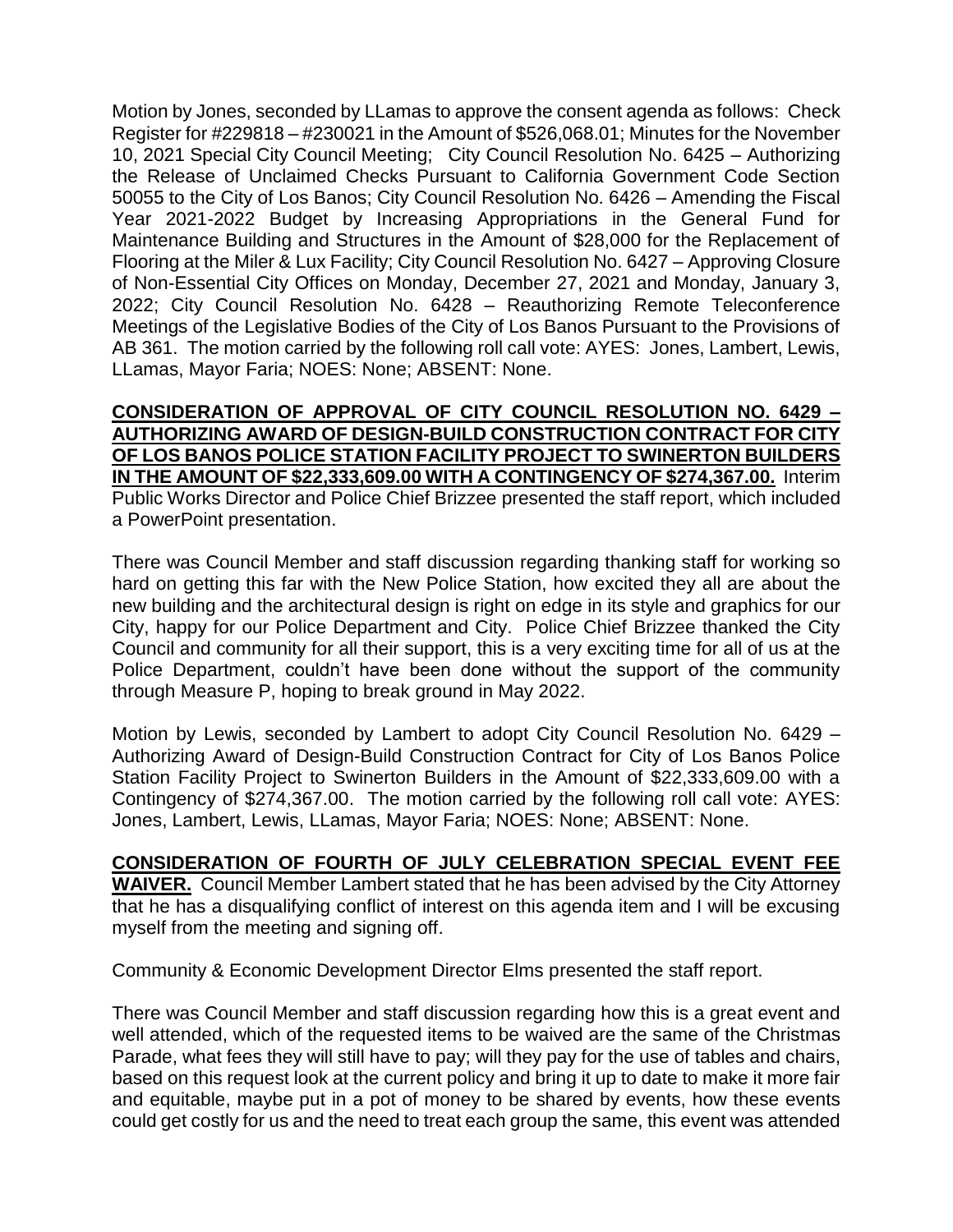Motion by Jones, seconded by LLamas to approve the consent agenda as follows: Check Register for #229818 – #230021 in the Amount of $526,068.01; Minutes for the November 10, 2021 Special City Council Meeting; City Council Resolution No. 6425 – Authorizing the Release of Unclaimed Checks Pursuant to California Government Code Section 50055 to the City of Los Banos; City Council Resolution No. 6426 – Amending the Fiscal Year 2021-2022 Budget by Increasing Appropriations in the General Fund for Maintenance Building and Structures in the Amount of $28,000 for the Replacement of Flooring at the Miler & Lux Facility; City Council Resolution No. 6427 – Approving Closure of Non-Essential City Offices on Monday, December 27, 2021 and Monday, January 3, 2022; City Council Resolution No. 6428 – Reauthorizing Remote Teleconference Meetings of the Legislative Bodies of the City of Los Banos Pursuant to the Provisions of AB 361. The motion carried by the following roll call vote: AYES: Jones, Lambert, Lewis, LLamas, Mayor Faria; NOES: None; ABSENT: None.

**CONSIDERATION OF APPROVAL OF CITY COUNCIL RESOLUTION NO. 6429 – AUTHORIZING AWARD OF DESIGN-BUILD CONSTRUCTION CONTRACT FOR CITY OF LOS BANOS POLICE STATION FACILITY PROJECT TO SWINERTON BUILDERS IN THE AMOUNT OF $22,333,609.00 WITH A CONTINGENCY OF $274,367.00.** Interim Public Works Director and Police Chief Brizzee presented the staff report, which included a PowerPoint presentation.

There was Council Member and staff discussion regarding thanking staff for working so hard on getting this far with the New Police Station, how excited they all are about the new building and the architectural design is right on edge in its style and graphics for our City, happy for our Police Department and City. Police Chief Brizzee thanked the City Council and community for all their support, this is a very exciting time for all of us at the Police Department, couldn't have been done without the support of the community through Measure P, hoping to break ground in May 2022.

Motion by Lewis, seconded by Lambert to adopt City Council Resolution No. 6429 – Authorizing Award of Design-Build Construction Contract for City of Los Banos Police Station Facility Project to Swinerton Builders in the Amount of $22,333,609.00 with a Contingency of $274,367.00. The motion carried by the following roll call vote: AYES: Jones, Lambert, Lewis, LLamas, Mayor Faria; NOES: None; ABSENT: None.

**CONSIDERATION OF FOURTH OF JULY CELEBRATION SPECIAL EVENT FEE WAIVER.** Council Member Lambert stated that he has been advised by the City Attorney that he has a disqualifying conflict of interest on this agenda item and I will be excusing myself from the meeting and signing off.

Community & Economic Development Director Elms presented the staff report.

There was Council Member and staff discussion regarding how this is a great event and well attended, which of the requested items to be waived are the same of the Christmas Parade, what fees they will still have to pay; will they pay for the use of tables and chairs, based on this request look at the current policy and bring it up to date to make it more fair and equitable, maybe put in a pot of money to be shared by events, how these events could get costly for us and the need to treat each group the same, this event was attended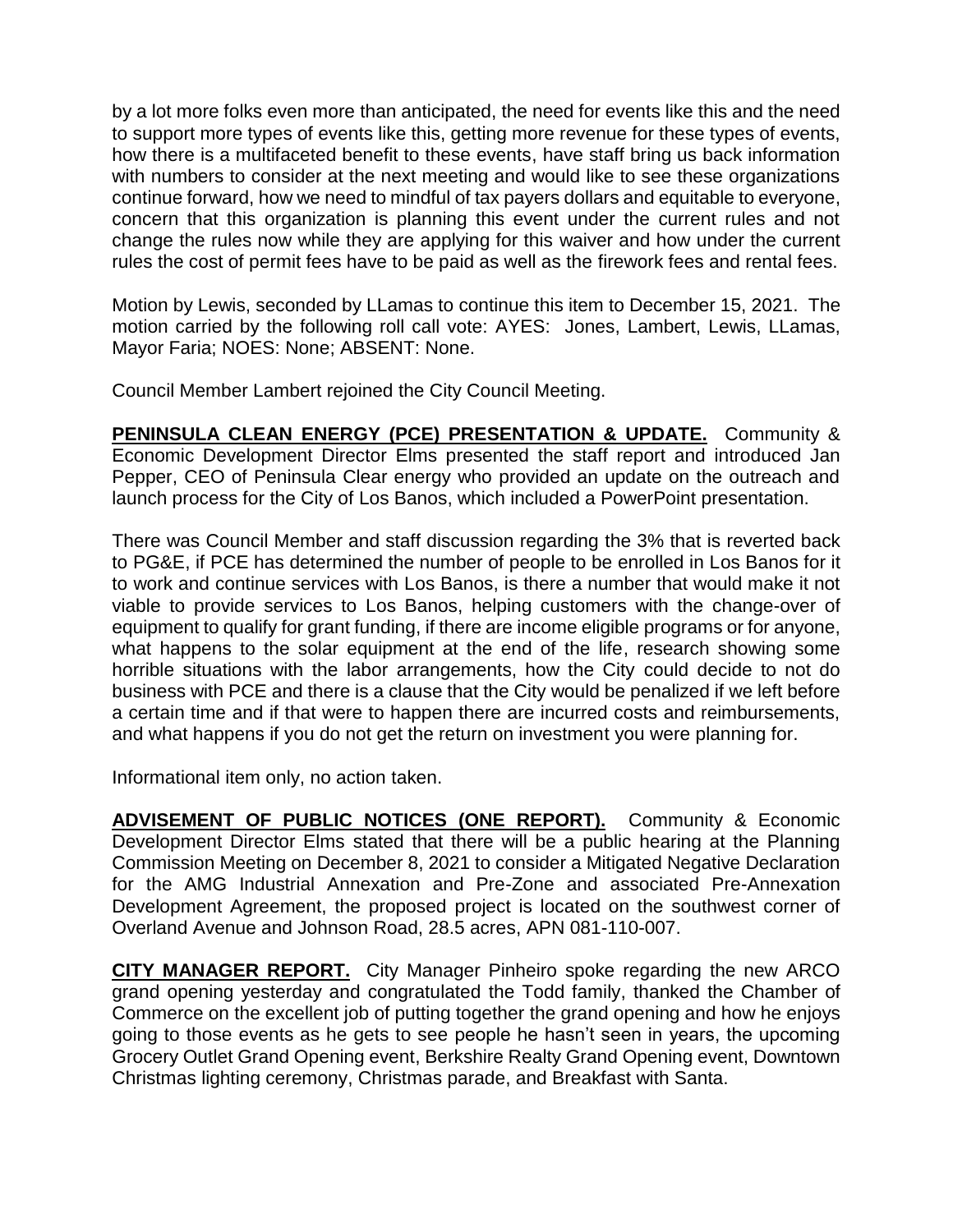by a lot more folks even more than anticipated, the need for events like this and the need to support more types of events like this, getting more revenue for these types of events, how there is a multifaceted benefit to these events, have staff bring us back information with numbers to consider at the next meeting and would like to see these organizations continue forward, how we need to mindful of tax payers dollars and equitable to everyone, concern that this organization is planning this event under the current rules and not change the rules now while they are applying for this waiver and how under the current rules the cost of permit fees have to be paid as well as the firework fees and rental fees.

Motion by Lewis, seconded by LLamas to continue this item to December 15, 2021. The motion carried by the following roll call vote: AYES: Jones, Lambert, Lewis, LLamas, Mayor Faria; NOES: None; ABSENT: None.

Council Member Lambert rejoined the City Council Meeting.

**PENINSULA CLEAN ENERGY (PCE) PRESENTATION & UPDATE.** Community & Economic Development Director Elms presented the staff report and introduced Jan Pepper, CEO of Peninsula Clear energy who provided an update on the outreach and launch process for the City of Los Banos, which included a PowerPoint presentation.

There was Council Member and staff discussion regarding the 3% that is reverted back to PG&E, if PCE has determined the number of people to be enrolled in Los Banos for it to work and continue services with Los Banos, is there a number that would make it not viable to provide services to Los Banos, helping customers with the change-over of equipment to qualify for grant funding, if there are income eligible programs or for anyone, what happens to the solar equipment at the end of the life, research showing some horrible situations with the labor arrangements, how the City could decide to not do business with PCE and there is a clause that the City would be penalized if we left before a certain time and if that were to happen there are incurred costs and reimbursements, and what happens if you do not get the return on investment you were planning for.

Informational item only, no action taken.

**ADVISEMENT OF PUBLIC NOTICES (ONE REPORT).** Community & Economic Development Director Elms stated that there will be a public hearing at the Planning Commission Meeting on December 8, 2021 to consider a Mitigated Negative Declaration for the AMG Industrial Annexation and Pre-Zone and associated Pre-Annexation Development Agreement, the proposed project is located on the southwest corner of Overland Avenue and Johnson Road, 28.5 acres, APN 081-110-007.

**CITY MANAGER REPORT.** City Manager Pinheiro spoke regarding the new ARCO grand opening yesterday and congratulated the Todd family, thanked the Chamber of Commerce on the excellent job of putting together the grand opening and how he enjoys going to those events as he gets to see people he hasn't seen in years, the upcoming Grocery Outlet Grand Opening event, Berkshire Realty Grand Opening event, Downtown Christmas lighting ceremony, Christmas parade, and Breakfast with Santa.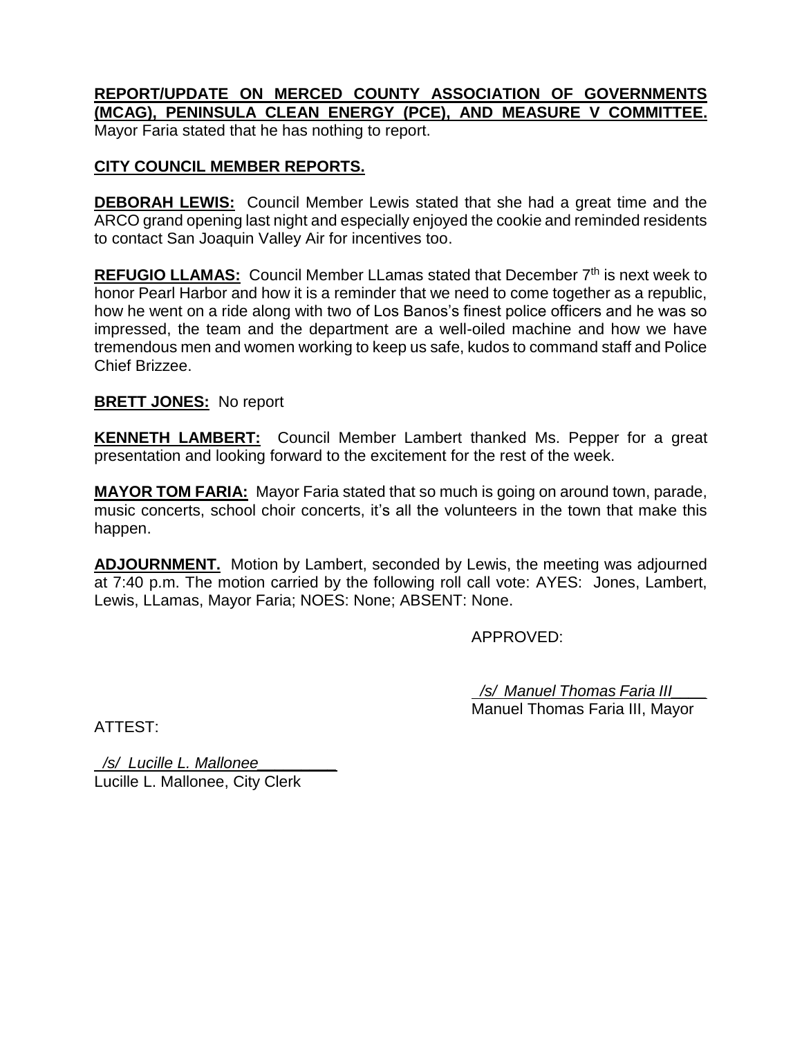**REPORT/UPDATE ON MERCED COUNTY ASSOCIATION OF GOVERNMENTS (MCAG), PENINSULA CLEAN ENERGY (PCE), AND MEASURE V COMMITTEE.** Mayor Faria stated that he has nothing to report.

**CITY COUNCIL MEMBER REPORTS.**

**DEBORAH LEWIS:** Council Member Lewis stated that she had a great time and the ARCO grand opening last night and especially enjoyed the cookie and reminded residents to contact San Joaquin Valley Air for incentives too.

**REFUGIO LLAMAS:** Council Member LLamas stated that December 7th is next week to honor Pearl Harbor and how it is a reminder that we need to come together as a republic, how he went on a ride along with two of Los Banos's finest police officers and he was so impressed, the team and the department are a well-oiled machine and how we have tremendous men and women working to keep us safe, kudos to command staff and Police Chief Brizzee.

**BRETT JONES:** No report

**KENNETH LAMBERT:** Council Member Lambert thanked Ms. Pepper for a great presentation and looking forward to the excitement for the rest of the week.

**MAYOR TOM FARIA:** Mayor Faria stated that so much is going on around town, parade, music concerts, school choir concerts, it's all the volunteers in the town that make this happen.

**ADJOURNMENT.** Motion by Lambert, seconded by Lewis, the meeting was adjourned at 7:40 p.m. The motion carried by the following roll call vote: AYES: Jones, Lambert, Lewis, LLamas, Mayor Faria; NOES: None; ABSENT: None.

APPROVED:

*/s/ Manuel Thomas Faria III*
Manuel Thomas Faria III, Mayor

ATTEST:

*/s/ Lucille L. Mallonee*
Lucille L. Mallonee, City Clerk